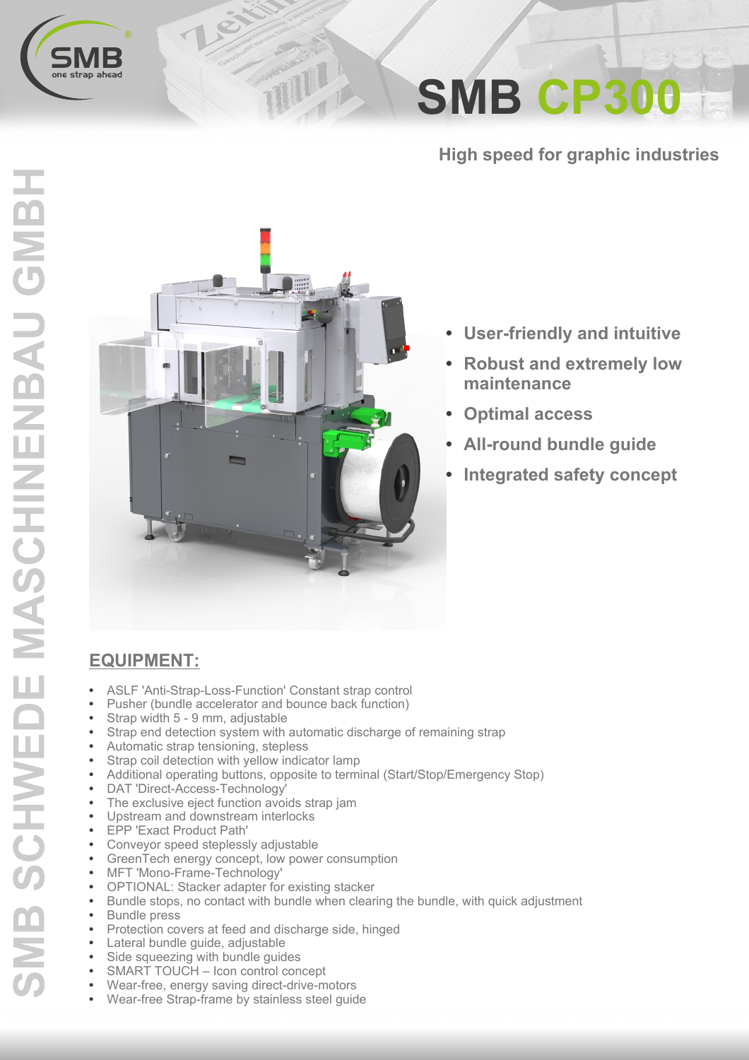# SMB CP300

## High speed for graphic industries

- User-friendly and intuitive
- Robust and extremely low maintenance
- Optimal access
- All-round bundle guide
- Integrated safety concept

## EQUIPMENT:

- ASLF 'Anti-Strap-Loss-Function' Constant strap control
- Pusher (bundle accelerator and bounce back function)
- Strap width 5 - 9 mm, adjustable
- Strap end detection system with automatic discharge of remaining strap
- Automatic strap tensioning, stepless
- Strap coil detection with yellow indicator lamp
- Additional operating buttons, opposite to terminal (Start/Stop/Emergency Stop)
- DAT 'Direct-Access-Technology'
- The exclusive eject function avoids strap jam
- Upstream and downstream interlocks
- EPP 'Exact Product Path'
- Conveyor speed steplessly adjustable
- GreenTech energy concept, low power consumption
- MFT 'Mono-Frame-Technology'
- OPTIONAL: Stacker adapter for existing stacker
- Bundle stops, no contact with bundle when clearing the bundle, with quick adjustment
- Bundle press
- Protection covers at feed and discharge side, hinged
- Lateral bundle guide, adjustable
- Side squeezing with bundle guides
- SMART TOUCH – Icon control concept
- Wear-free, energy saving direct-drive-motors
- Wear-free Strap-frame by stainless steel guide

SMB SCHWEDE MASCHINENBAU GMBH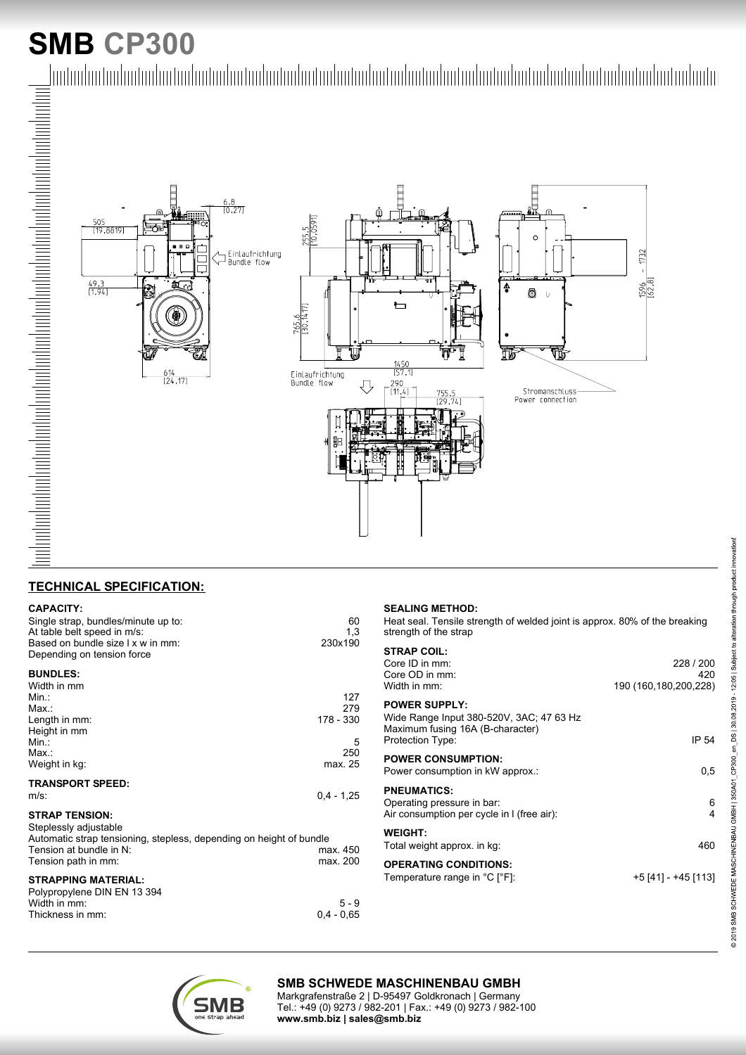# SMB CP300

505
[19,8819]

6,8
[0,27]

Einlaufrichtung
Bundle flow

49,3
[1,94]

614
[24,17]

255,5
[10,0591]

765,6
[30,1417]

Einlaufrichtung
Bundle flow

1450
[57,1]

290
[11,4]

755,5
[29,74]

1596 - 1732
[62,8]

Stromanschluss
Power connection

## TECHNICAL SPECIFICATION:

### CAPACITY:

| | |
|---|---|
| Single strap, bundles/minute up to: | 60 |
| At table belt speed in m/s: | 1,3 |
| Based on bundle size l x w in mm: | 230x190 |
| Depending on tension force | |

### BUNDLES:

| | |
|---|---|
| Width in mm | |
| Min.: | 127 |
| Max.: | 279 |
| Length in mm: | 178 - 330 |
| Height in mm | |
| Min.: | 5 |
| Max.: | 250 |
| Weight in kg: | max. 25 |

### TRANSPORT SPEED:

| | |
|---|---|
| m/s: | 0,4 - 1,25 |

### STRAP TENSION:

Steplessly adjustable
Automatic strap tensioning, stepless, depending on height of bundle

| | |
|---|---|
| Tension at bundle in N: | max. 450 |
| Tension path in mm: | max. 200 |

### STRAPPING MATERIAL:

Polypropylene DIN EN 13 394

| | |
|---|---|
| Width in mm: | 5 - 9 |
| Thickness in mm: | 0,4 - 0,65 |

### SEALING METHOD:

Heat seal. Tensile strength of welded joint is approx. 80% of the breaking strength of the strap

### STRAP COIL:

| | |
|---|---|
| Core ID in mm: | 228 / 200 |
| Core OD in mm: | 420 |
| Width in mm: | 190 (160,180,200,228) |

### POWER SUPPLY:

Wide Range Input 380-520V, 3AC; 47 63 Hz
Maximum fusing 16A (B-character)

| | |
|---|---|
| Protection Type: | IP 54 |

### POWER CONSUMPTION:

| | |
|---|---|
| Power consumption in kW approx.: | 0,5 |

### PNEUMATICS:

| | |
|---|---|
| Operating pressure in bar: | 6 |
| Air consumption per cycle in l (free air): | 4 |

### WEIGHT:

| | |
|---|---|
| Total weight approx. in kg: | 460 |

### OPERATING CONDITIONS:

| | |
|---|---|
| Temperature range in °C [°F]: | +5 [41] - +45 [113] |

© 2019 SMB SCHWEDE MASCHINENBAU GMBH | 350A01_CP300_en_DS | 30.08.2019 - 12:05 | Subject to alteration through product innovation!

**SMB SCHWEDE MASCHINENBAU GMBH**
Markgrafenstraße 2 | D-95497 Goldkronach | Germany
Tel.: +49 (0) 9273 / 982-201 | Fax.: +49 (0) 9273 / 982-100
**www.smb.biz | sales@smb.biz**